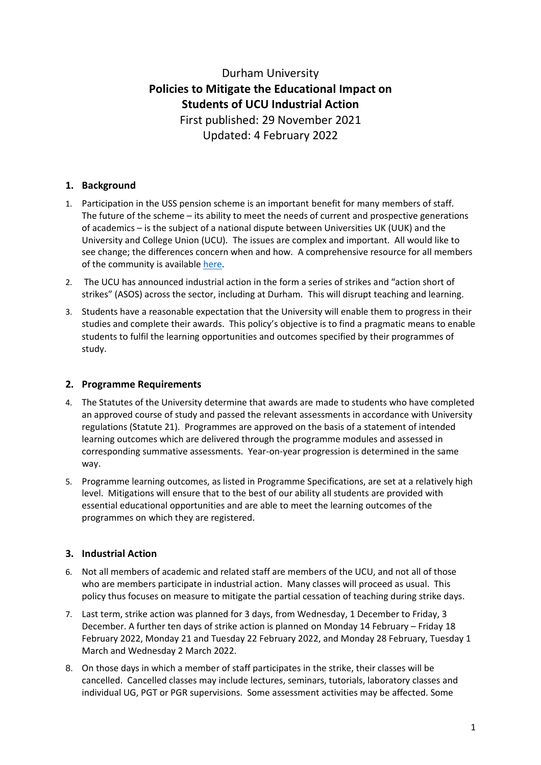# Durham University
## Policies to Mitigate the Educational Impact on Students of UCU Industrial Action

First published: 29 November 2021
Updated: 4 February 2022

## 1. Background

1. Participation in the USS pension scheme is an important benefit for many members of staff. The future of the scheme – its ability to meet the needs of current and prospective generations of academics – is the subject of a national dispute between Universities UK (UUK) and the University and College Union (UCU). The issues are complex and important. All would like to see change; the differences concern when and how. A comprehensive resource for all members of the community is available here.

2. The UCU has announced industrial action in the form a series of strikes and "action short of strikes" (ASOS) across the sector, including at Durham. This will disrupt teaching and learning.

3. Students have a reasonable expectation that the University will enable them to progress in their studies and complete their awards. This policy's objective is to find a pragmatic means to enable students to fulfil the learning opportunities and outcomes specified by their programmes of study.

## 2. Programme Requirements

4. The Statutes of the University determine that awards are made to students who have completed an approved course of study and passed the relevant assessments in accordance with University regulations (Statute 21). Programmes are approved on the basis of a statement of intended learning outcomes which are delivered through the programme modules and assessed in corresponding summative assessments. Year-on-year progression is determined in the same way.

5. Programme learning outcomes, as listed in Programme Specifications, are set at a relatively high level. Mitigations will ensure that to the best of our ability all students are provided with essential educational opportunities and are able to meet the learning outcomes of the programmes on which they are registered.

## 3. Industrial Action

6. Not all members of academic and related staff are members of the UCU, and not all of those who are members participate in industrial action. Many classes will proceed as usual. This policy thus focuses on measure to mitigate the partial cessation of teaching during strike days.

7. Last term, strike action was planned for 3 days, from Wednesday, 1 December to Friday, 3 December. A further ten days of strike action is planned on Monday 14 February – Friday 18 February 2022, Monday 21 and Tuesday 22 February 2022, and Monday 28 February, Tuesday 1 March and Wednesday 2 March 2022.

8. On those days in which a member of staff participates in the strike, their classes will be cancelled. Cancelled classes may include lectures, seminars, tutorials, laboratory classes and individual UG, PGT or PGR supervisions. Some assessment activities may be affected. Some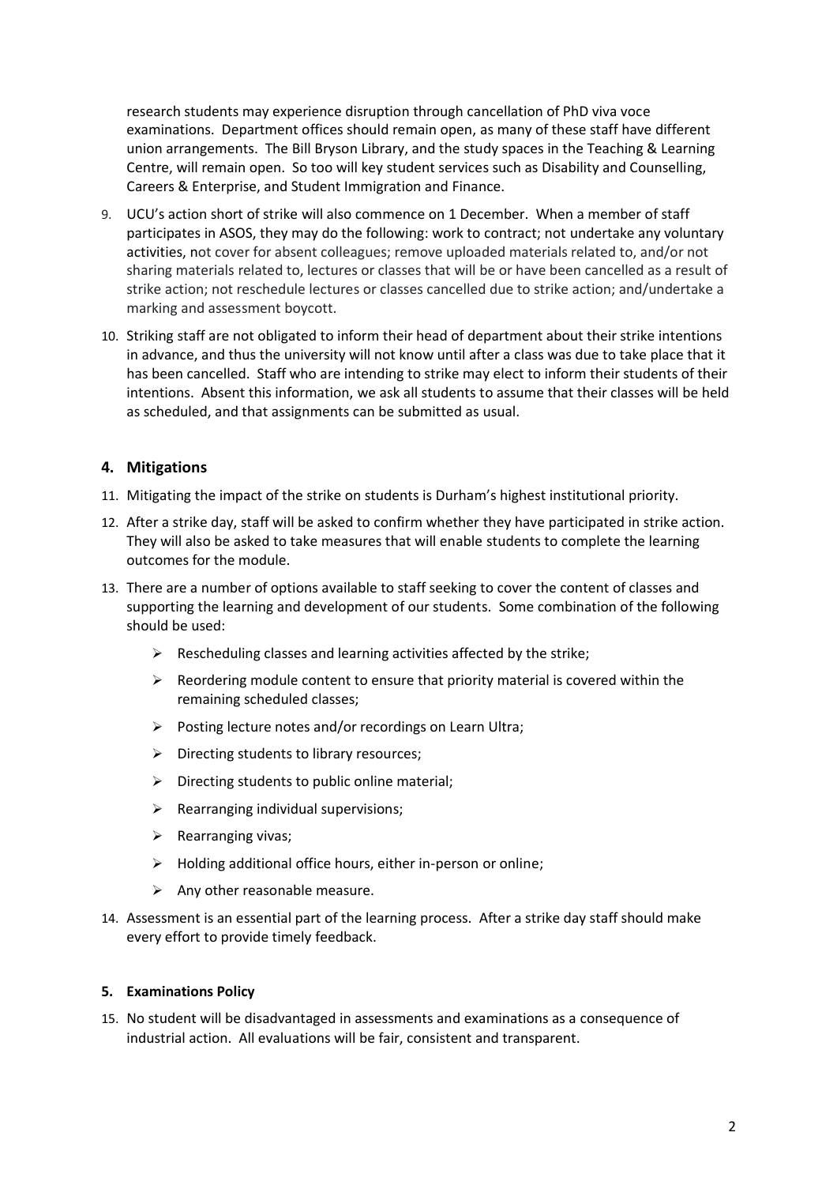research students may experience disruption through cancellation of PhD viva voce examinations. Department offices should remain open, as many of these staff have different union arrangements. The Bill Bryson Library, and the study spaces in the Teaching & Learning Centre, will remain open. So too will key student services such as Disability and Counselling, Careers & Enterprise, and Student Immigration and Finance.

9. UCU's action short of strike will also commence on 1 December. When a member of staff participates in ASOS, they may do the following: work to contract; not undertake any voluntary activities, not cover for absent colleagues; remove uploaded materials related to, and/or not sharing materials related to, lectures or classes that will be or have been cancelled as a result of strike action; not reschedule lectures or classes cancelled due to strike action; and/undertake a marking and assessment boycott.

10. Striking staff are not obligated to inform their head of department about their strike intentions in advance, and thus the university will not know until after a class was due to take place that it has been cancelled. Staff who are intending to strike may elect to inform their students of their intentions. Absent this information, we ask all students to assume that their classes will be held as scheduled, and that assignments can be submitted as usual.

## 4. Mitigations

11. Mitigating the impact of the strike on students is Durham's highest institutional priority.

12. After a strike day, staff will be asked to confirm whether they have participated in strike action. They will also be asked to take measures that will enable students to complete the learning outcomes for the module.

13. There are a number of options available to staff seeking to cover the content of classes and supporting the learning and development of our students. Some combination of the following should be used:

    - Rescheduling classes and learning activities affected by the strike;
    - Reordering module content to ensure that priority material is covered within the remaining scheduled classes;
    - Posting lecture notes and/or recordings on Learn Ultra;
    - Directing students to library resources;
    - Directing students to public online material;
    - Rearranging individual supervisions;
    - Rearranging vivas;
    - Holding additional office hours, either in-person or online;
    - Any other reasonable measure.

14. Assessment is an essential part of the learning process. After a strike day staff should make every effort to provide timely feedback.

### 5. Examinations Policy

15. No student will be disadvantaged in assessments and examinations as a consequence of industrial action. All evaluations will be fair, consistent and transparent.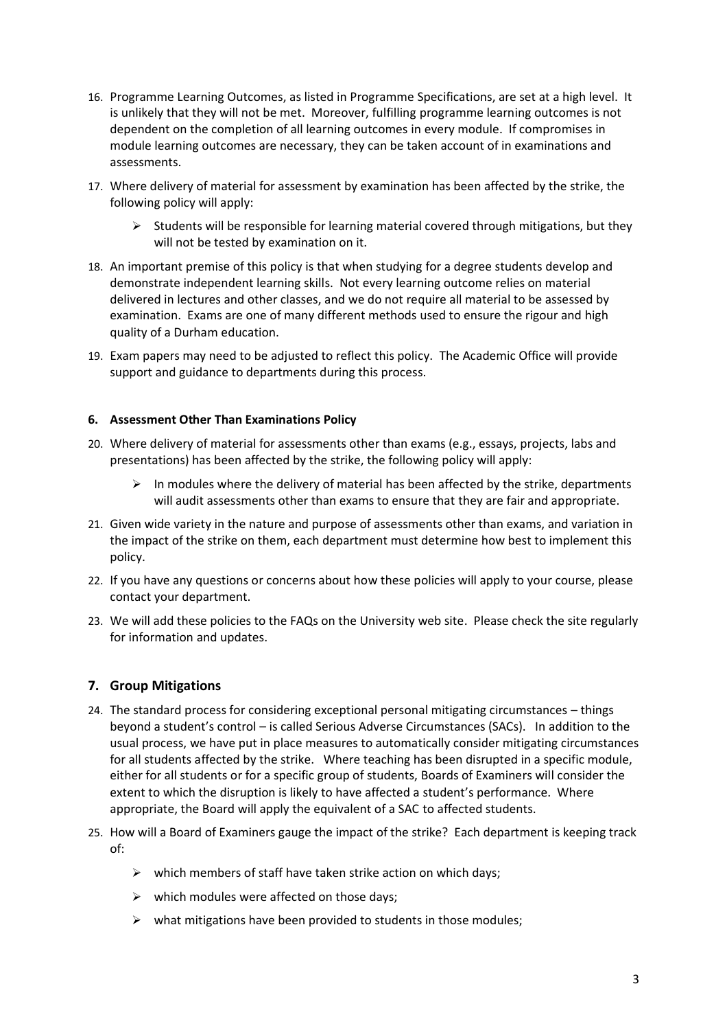16. Programme Learning Outcomes, as listed in Programme Specifications, are set at a high level. It is unlikely that they will not be met. Moreover, fulfilling programme learning outcomes is not dependent on the completion of all learning outcomes in every module. If compromises in module learning outcomes are necessary, they can be taken account of in examinations and assessments.

17. Where delivery of material for assessment by examination has been affected by the strike, the following policy will apply:

    - Students will be responsible for learning material covered through mitigations, but they will not be tested by examination on it.

18. An important premise of this policy is that when studying for a degree students develop and demonstrate independent learning skills. Not every learning outcome relies on material delivered in lectures and other classes, and we do not require all material to be assessed by examination. Exams are one of many different methods used to ensure the rigour and high quality of a Durham education.

19. Exam papers may need to be adjusted to reflect this policy. The Academic Office will provide support and guidance to departments during this process.

#### 6. Assessment Other Than Examinations Policy

20. Where delivery of material for assessments other than exams (e.g., essays, projects, labs and presentations) has been affected by the strike, the following policy will apply:

    - In modules where the delivery of material has been affected by the strike, departments will audit assessments other than exams to ensure that they are fair and appropriate.

21. Given wide variety in the nature and purpose of assessments other than exams, and variation in the impact of the strike on them, each department must determine how best to implement this policy.

22. If you have any questions or concerns about how these policies will apply to your course, please contact your department.

23. We will add these policies to the FAQs on the University web site. Please check the site regularly for information and updates.

## 7. Group Mitigations

24. The standard process for considering exceptional personal mitigating circumstances – things beyond a student's control – is called Serious Adverse Circumstances (SACs). In addition to the usual process, we have put in place measures to automatically consider mitigating circumstances for all students affected by the strike. Where teaching has been disrupted in a specific module, either for all students or for a specific group of students, Boards of Examiners will consider the extent to which the disruption is likely to have affected a student's performance. Where appropriate, the Board will apply the equivalent of a SAC to affected students.

25. How will a Board of Examiners gauge the impact of the strike? Each department is keeping track of:

    - which members of staff have taken strike action on which days;
    - which modules were affected on those days;
    - what mitigations have been provided to students in those modules;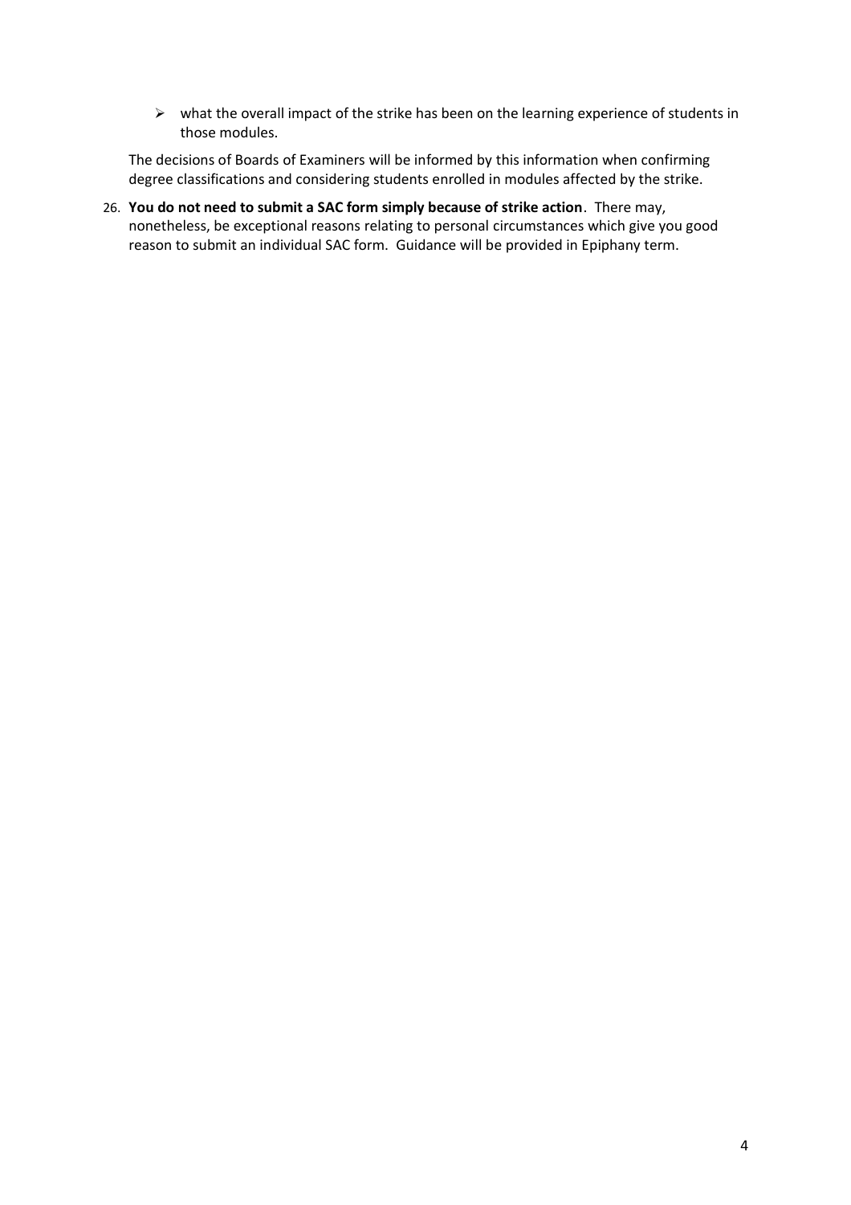- what the overall impact of the strike has been on the learning experience of students in those modules.

The decisions of Boards of Examiners will be informed by this information when confirming degree classifications and considering students enrolled in modules affected by the strike.

26. **You do not need to submit a SAC form simply because of strike action**. There may, nonetheless, be exceptional reasons relating to personal circumstances which give you good reason to submit an individual SAC form. Guidance will be provided in Epiphany term.